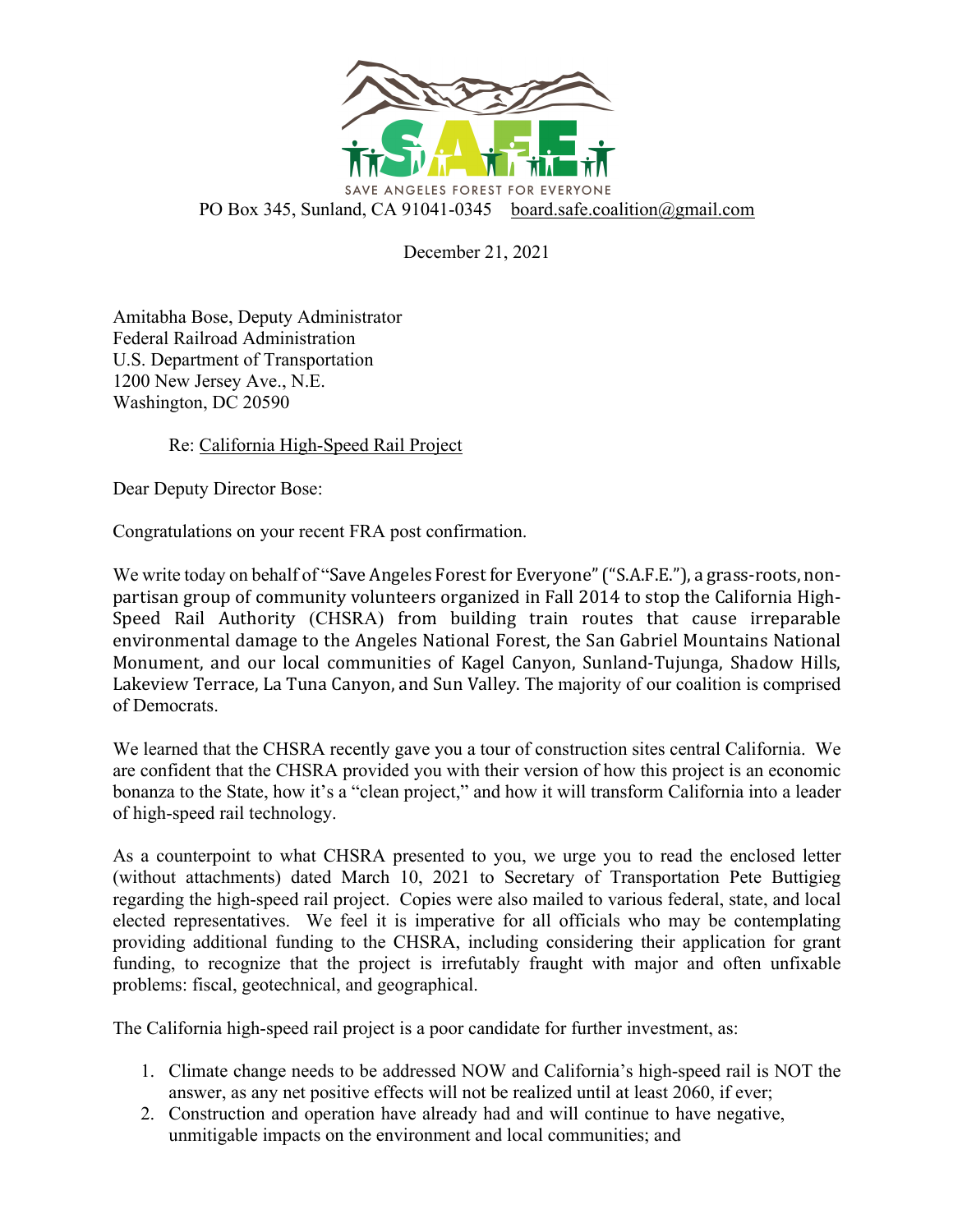SAVE ANGELES FOREST FOR EVERYONE

PO Box 345, Sunland, CA 91041-0345 board.safe.coalition@gmail.com

December 21, 2021

Amitabha Bose, Deputy Administrator
Federal Railroad Administration
U.S. Department of Transportation
1200 New Jersey Ave., N.E.
Washington, DC 20590

Re: California High-Speed Rail Project

Dear Deputy Director Bose:

Congratulations on your recent FRA post confirmation.

We write today on behalf of "Save Angeles Forest for Everyone" ("S.A.F.E."), a grass-roots, non-partisan group of community volunteers organized in Fall 2014 to stop the California High-Speed Rail Authority (CHSRA) from building train routes that cause irreparable environmental damage to the Angeles National Forest, the San Gabriel Mountains National Monument, and our local communities of Kagel Canyon, Sunland-Tujunga, Shadow Hills, Lakeview Terrace, La Tuna Canyon, and Sun Valley. The majority of our coalition is comprised of Democrats.

We learned that the CHSRA recently gave you a tour of construction sites central California. We are confident that the CHSRA provided you with their version of how this project is an economic bonanza to the State, how it's a "clean project," and how it will transform California into a leader of high-speed rail technology.

As a counterpoint to what CHSRA presented to you, we urge you to read the enclosed letter (without attachments) dated March 10, 2021 to Secretary of Transportation Pete Buttigieg regarding the high-speed rail project. Copies were also mailed to various federal, state, and local elected representatives. We feel it is imperative for all officials who may be contemplating providing additional funding to the CHSRA, including considering their application for grant funding, to recognize that the project is irrefutably fraught with major and often unfixable problems: fiscal, geotechnical, and geographical.

The California high-speed rail project is a poor candidate for further investment, as:

1. Climate change needs to be addressed NOW and California's high-speed rail is NOT the answer, as any net positive effects will not be realized until at least 2060, if ever;
2. Construction and operation have already had and will continue to have negative, unmitigable impacts on the environment and local communities; and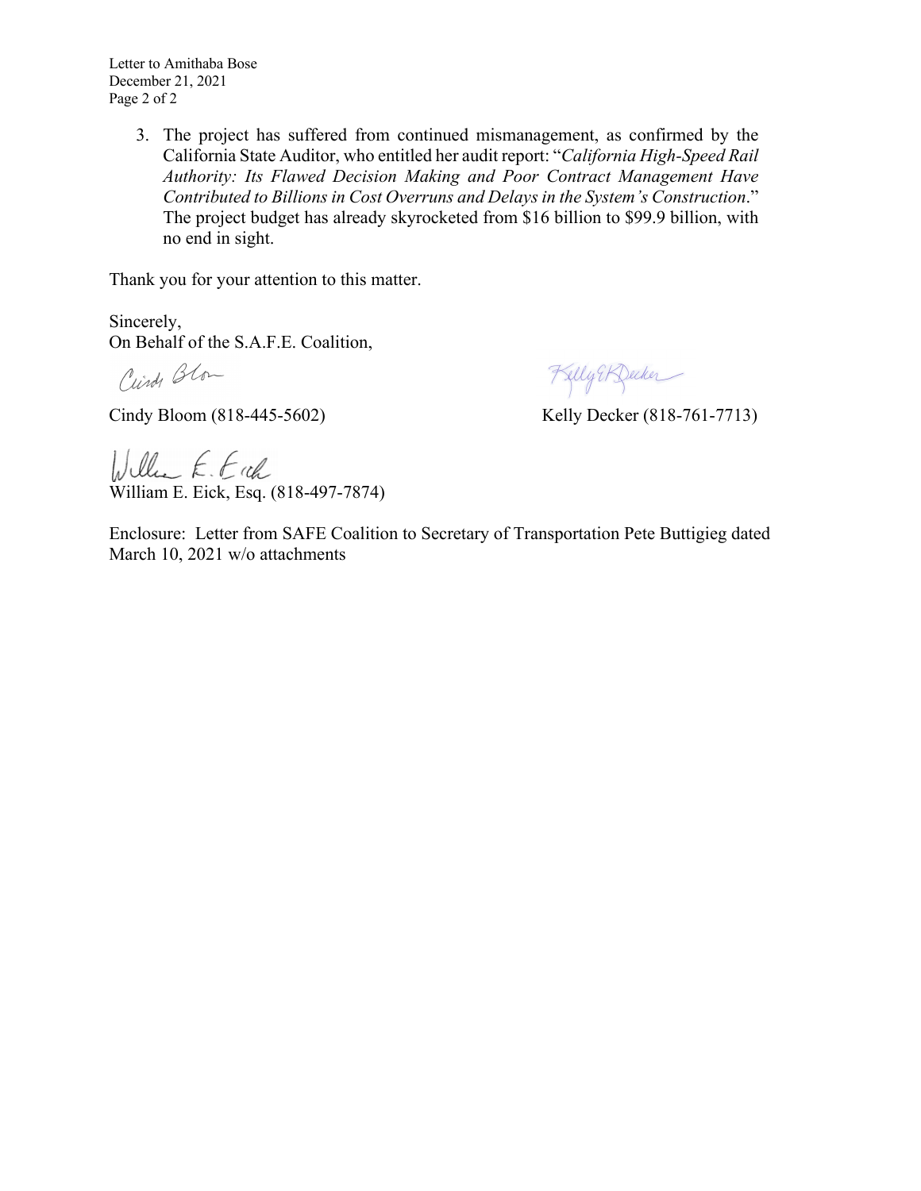3. The project has suffered from continued mismanagement, as confirmed by the California State Auditor, who entitled her audit report: "*California High-Speed Rail Authority: Its Flawed Decision Making and Poor Contract Management Have Contributed to Billions in Cost Overruns and Delays in the System's Construction*." The project budget has already skyrocketed from $16 billion to $99.9 billion, with no end in sight.

Thank you for your attention to this matter.

Sincerely,
On Behalf of the S.A.F.E. Coalition,

Cindy Bloom (818-445-5602)

Kelly Decker (818-761-7713)

William E. Eick, Esq. (818-497-7874)

Enclosure: Letter from SAFE Coalition to Secretary of Transportation Pete Buttigieg dated March 10, 2021 w/o attachments